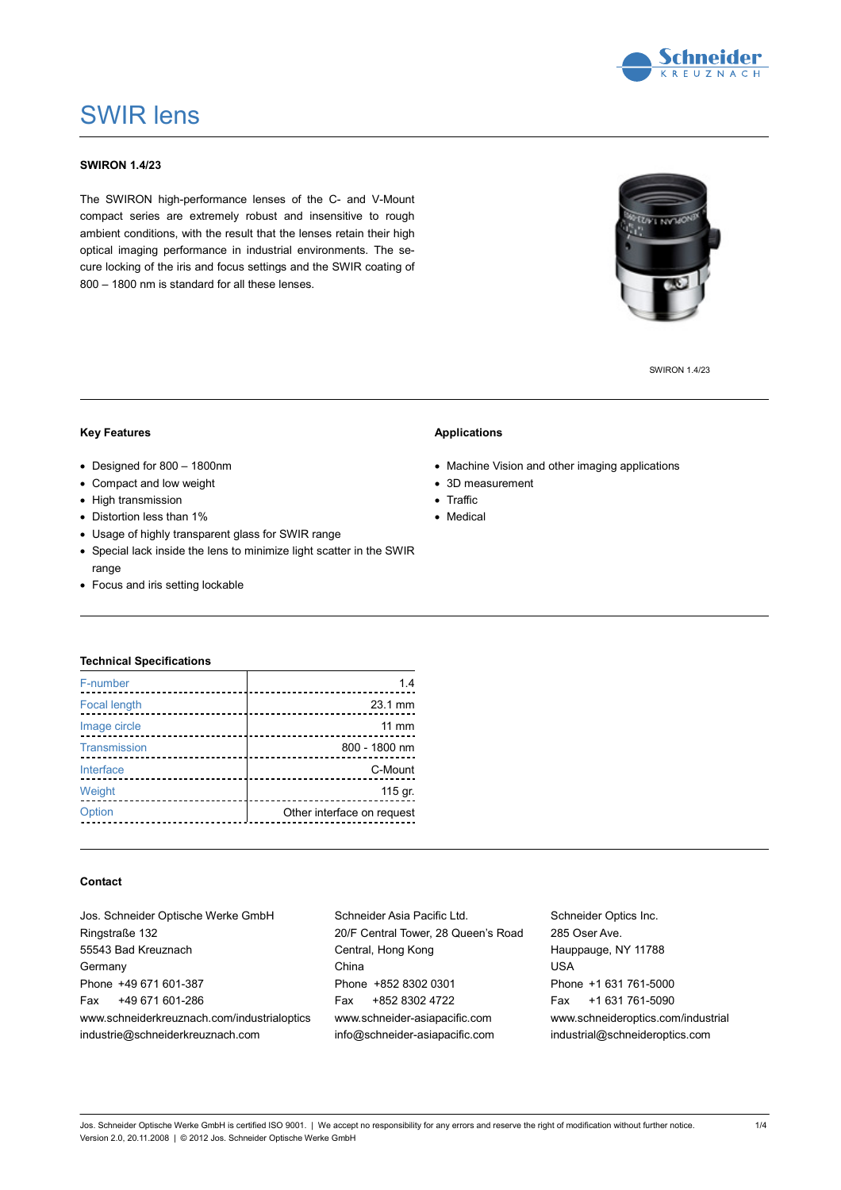# SWIR lens

**SWIRON 1.4/23**

The SWIRON high-performance lenses of the C- and V-Mount compact series are extremely robust and insensitive to rough ambient conditions, with the result that the lenses retain their high optical imaging performance in industrial environments. The secure locking of the iris and focus settings and the SWIR coating of 800 – 1800 nm is standard for all these lenses.

SWIRON 1.4/23

**Key Features**

- Designed for 800 – 1800nm
- Compact and low weight
- High transmission
- Distortion less than 1%
- Usage of highly transparent glass for SWIR range
- Special lack inside the lens to minimize light scatter in the SWIR range
- Focus and iris setting lockable

**Applications**

- Machine Vision and other imaging applications
- 3D measurement
- Traffic
- Medical

**Technical Specifications**

| | |
|---|---|
| F-number | 1.4 |
| Focal length | 23.1 mm |
| Image circle | 11 mm |
| Transmission | 800 - 1800 nm |
| Interface | C-Mount |
| Weight | 115 gr. |
| Option | Other interface on request |

**Contact**

Jos. Schneider Optische Werke GmbH
Ringstraße 132
55543 Bad Kreuznach
Germany
Phone +49 671 601-387
Fax +49 671 601-286
www.schneiderkreuznach.com/industrialoptics
industrie@schneiderkreuznach.com

Schneider Asia Pacific Ltd.
20/F Central Tower, 28 Queen's Road
Central, Hong Kong
China
Phone +852 8302 0301
Fax +852 8302 4722
www.schneider-asiapacific.com
info@schneider-asiapacific.com

Schneider Optics Inc.
285 Oser Ave.
Hauppauge, NY 11788
USA
Phone +1 631 761-5000
Fax +1 631 761-5090
www.schneideroptics.com/industrial
industrial@schneideroptics.com

Jos. Schneider Optische Werke GmbH is certified ISO 9001. | We accept no responsibility for any errors and reserve the right of modification without further notice.
Version 2.0, 20.11.2008 | © 2012 Jos. Schneider Optische Werke GmbH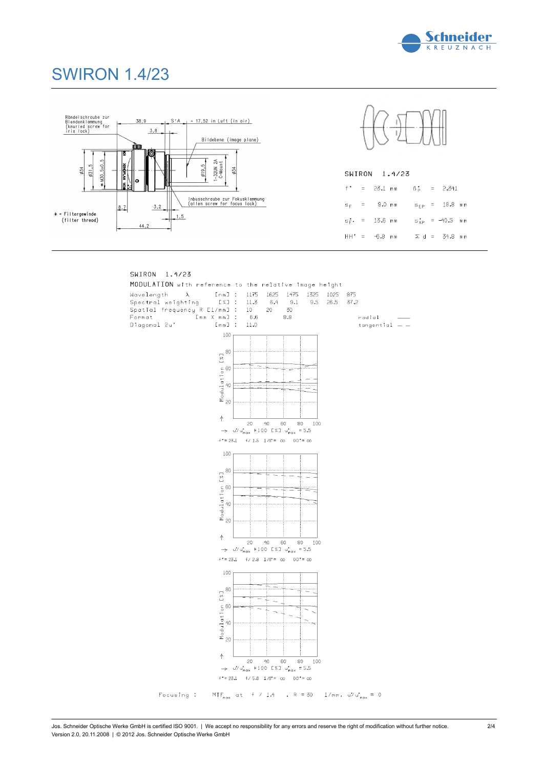# SWIRON 1.4/23

Rändelschraube zur Blendenklemmung (knurled screw for iris lock)

38,9

S'A = 17,52 in Luft (in air)

3,8

Bildebene (image plane)

ø34

ø31,5

* M30,5x0,5

ø19,5

1-32UN 2A C-Mount

ø34

Inbusschraube zur Fokusklemmung (allen screw for focus lock)

8,7

3,2

1,5

* = Filtergewinde (filter thread)

44,2

SWIRON 1.4/23

| | | | | | |
|---|---|---|---|---|---|
| f' | = | 23.1 mm | $\beta'_p$ | = | 2.341 |
| $s_F$ | = | 9.0 mm | $s_{EP}$ | = | 18.8 mm |
| $s'_{F'}$ | = | 13.6 mm | $s'_{AP}$ | = | -40.5 mm |
| HH' | = | -6.8 mm | $\Sigma$ d | = | 34.8 mm |

SWIRON 1.4/23

MODULATION with reference to the relative image height

| | | | | | | | | |
|---|---|---|---|---|---|---|---|---|
| Wavelength λ | [nm] : | 1175 | 1625 | 1475 | 1325 | 1025 | 875 |
| Spectral weighting | [%] : | 11.3 | 6.4 | 9.1 | 9.5 | 26.5 | 37.2 |
| Spatial frequency R | [1/mm] : | 10 | 20 | 30 | | | |
| Format | [mm X mm] : | 6.6 | | 8.8 | | | |
| Diagonal 2u' | [mm] : | 11.0 | | | | | |

radial ——

tangential – –

Modulation [%]

→ $u'/u'_{max}$ *100 [%] $u'_{max}$ = 5.5

f' = 23.1 f/1.5 1/β' = ∞ 00' = ∞

Modulation [%]

→ $u'/u'_{max}$ *100 [%] $u'_{max}$ = 5.5

f' = 23.1 f/2.8 1/β' = ∞ 00' = ∞

Modulation [%]

→ $u'/u'_{max}$ *100 [%] $u'_{max}$ = 5.5

f' = 23.1 f/5.6 1/β' = ∞ 00' = ∞

Focusing : $MTF_{max}$ at f / 1.4 , R = 30 1/mm, $u'/u'_{max}$ = 0

Jos. Schneider Optische Werke GmbH is certified ISO 9001. | We accept no responsibility for any errors and reserve the right of modification without further notice.

Version 2.0, 20.11.2008 | © 2012 Jos. Schneider Optische Werke GmbH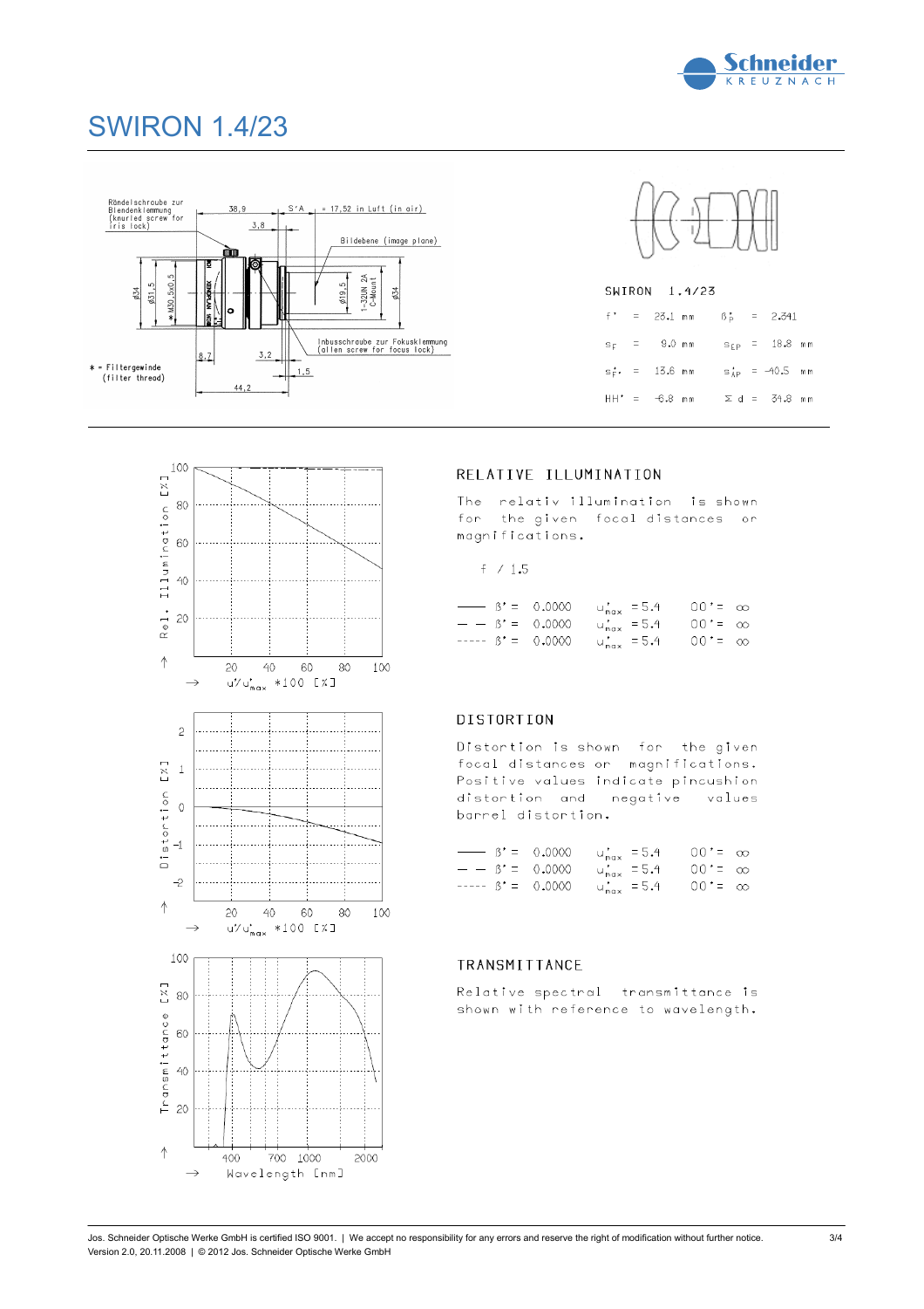# SWIRON 1.4/23

Rändelschraube zur Blendenklemmung (knurled screw for iris lock)

38,9

S'A = 17,52 in Luft (in air)

3,8

Bildebene (image plane)

ø34 ø31,5 * M30,5x0,5 ø19,5 1-32UN 2A C-Mount ø34

Inbusschraube zur Fokusklemmung (allen screw for focus lock)

8,7 3,2 1,5

44,2

* = Filtergewinde (filter thread)

SWIRON 1.4/23

| | | | |
|---|---|---|---|
| f' = 23.1 mm | $\beta_p'$ = 2.341 | | |
| $s_F$ = 9.0 mm | $s_{EP}$ = 18.8 mm | | |
| $s_{F'}'$ = 13.6 mm | $s_{AP}'$ = -40.5 mm | | |
| HH' = -6.8 mm | Σ d = 34.8 mm | | |

## RELATIVE ILLUMINATION

The relativ illumination is shown for the given focal distances or magnifications.

f / 1.5

| | | | |
|---|---|---|---|
| —— | β' = 0.0000 | $u'_{max}$ = 5.4 | OO' = ∞ |
| — — | β' = 0.0000 | $u'_{max}$ = 5.4 | OO' = ∞ |
| ----- | β' = 0.0000 | $u'_{max}$ = 5.4 | OO' = ∞ |

Rel. Illumination [%] — $u'/u'_{max}$ *100 [%]

## DISTORTION

Distortion is shown for the given focal distances or magnifications. Positive values indicate pincushion distortion and negative values barrel distortion.

| | | | |
|---|---|---|---|
| —— | β' = 0.0000 | $u'_{max}$ = 5.4 | OO' = ∞ |
| — — | β' = 0.0000 | $u'_{max}$ = 5.4 | OO' = ∞ |
| ----- | β' = 0.0000 | $u'_{max}$ = 5.4 | OO' = ∞ |

Distortion [%] — $u'/u'_{max}$ *100 [%]

## TRANSMITTANCE

Relative spectral transmittance is shown with reference to wavelength.

Transmittance [%] — Wavelength [nm]

Jos. Schneider Optische Werke GmbH is certified ISO 9001. | We accept no responsibility for any errors and reserve the right of modification without further notice.
Version 2.0, 20.11.2008 | © 2012 Jos. Schneider Optische Werke GmbH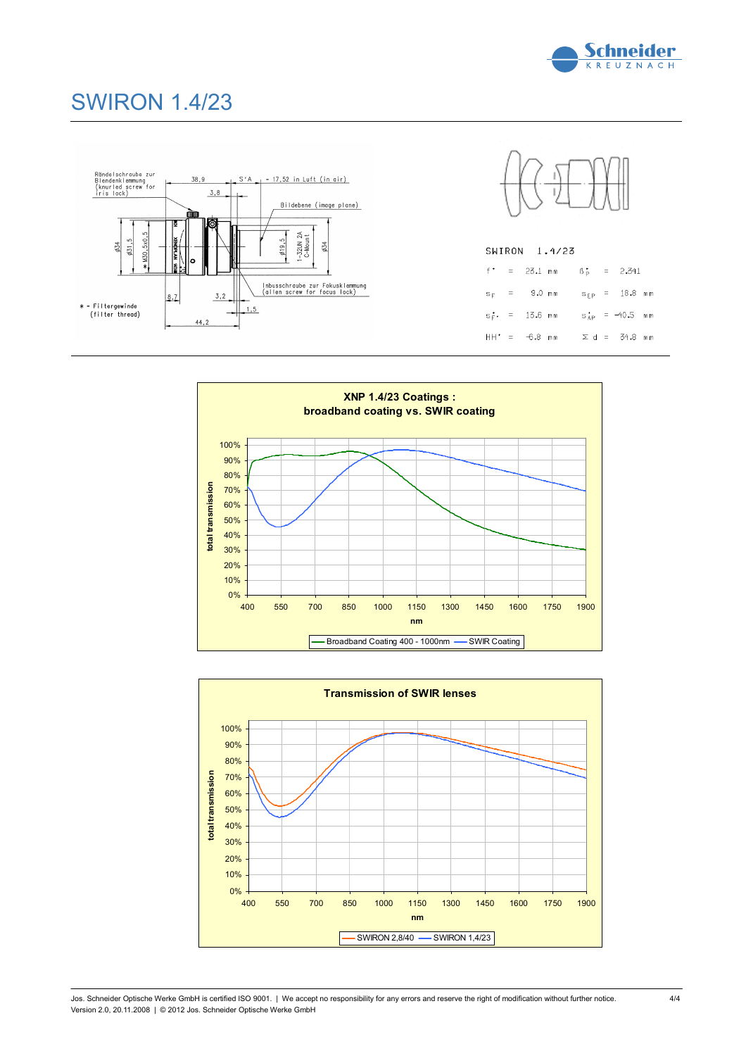# SWIRON 1.4/23

Rändelschraube zur Blendenklemmung (knurled screw for iris lock)

38,9

S'A

~ 17,52 in Luft (in air)

3,8

Bildebene (image plane)

Ø34

Ø31,5

* M30,5x0,5

Ø19,5

1-32UN 2A C-Mount

Ø34

Inbusschraube zur Fokusklemmung (allen screw for focus lock)

8,7

3,2

1,5

44,2

* - Filtergewinde (filter thread)

SWIRON 1.4/23

| | | | | | |
|---|---|---|---|---|---|
| f' | = | 23.1 mm | $\beta_p'$ | = | 2.341 |
| $s_F$ | = | 9.0 mm | $s_{EP}$ | = | 18.8 mm |
| $s_{F'}'$ | = | 13.6 mm | $s_{AP}'$ | = | -40.5 mm |
| HH' | = | -6.8 mm | $\Sigma$ d | = | 34.8 mm |

**XNP 1.4/23 Coatings :**
**broadband coating vs. SWIR coating**

total transmission

100%
90%
80%
70%
60%
50%
40%
30%
20%
10%
0%

400 550 700 850 1000 1150 1300 1450 1600 1750 1900

nm

Broadband Coating 400 - 1000nm — SWIR Coating

**Transmission of SWIR lenses**

total transmission

100%
90%
80%
70%
60%
50%
40%
30%
20%
10%
0%

400 550 700 850 1000 1150 1300 1450 1600 1750 1900

nm

SWIRON 2,8/40 — SWIRON 1,4/23

Jos. Schneider Optische Werke GmbH is certified ISO 9001. | We accept no responsibility for any errors and reserve the right of modification without further notice.
Version 2.0, 20.11.2008 | © 2012 Jos. Schneider Optische Werke GmbH